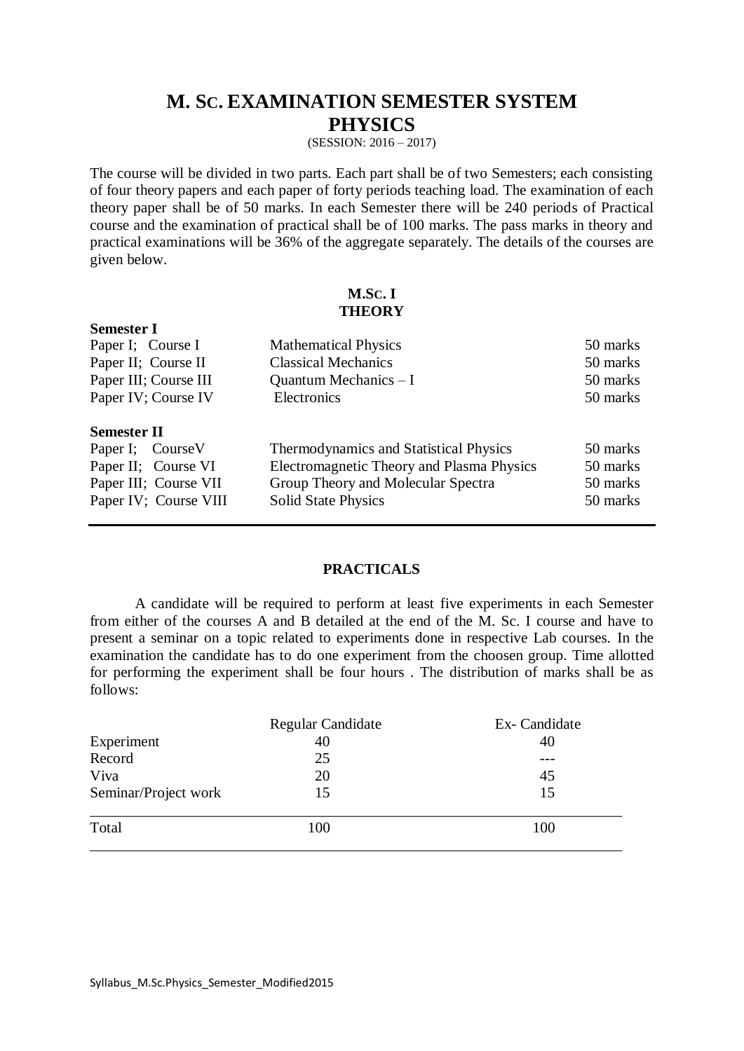# M. SC. EXAMINATION SEMESTER SYSTEM
# PHYSICS

(SESSION: 2016 – 2017)

The course will be divided in two parts. Each part shall be of two Semesters; each consisting of four theory papers and each paper of forty periods teaching load. The examination of each theory paper shall be of 50 marks. In each Semester there will be 240 periods of Practical course and the examination of practical shall be of 100 marks. The pass marks in theory and practical examinations will be 36% of the aggregate separately. The details of the courses are given below.

## M.SC. I
## THEORY

**Semester I**

| | | |
|---|---|---|
| Paper I; Course I | Mathematical Physics | 50 marks |
| Paper II; Course II | Classical Mechanics | 50 marks |
| Paper III; Course III | Quantum Mechanics – I | 50 marks |
| Paper IV; Course IV | Electronics | 50 marks |

**Semester II**

| | | |
|---|---|---|
| Paper I; CourseV | Thermodynamics and Statistical Physics | 50 marks |
| Paper II; Course VI | Electromagnetic Theory and Plasma Physics | 50 marks |
| Paper III; Course VII | Group Theory and Molecular Spectra | 50 marks |
| Paper IV; Course VIII | Solid State Physics | 50 marks |

## PRACTICALS

A candidate will be required to perform at least five experiments in each Semester from either of the courses A and B detailed at the end of the M. Sc. I course and have to present a seminar on a topic related to experiments done in respective Lab courses. In the examination the candidate has to do one experiment from the choosen group. Time allotted for performing the experiment shall be four hours . The distribution of marks shall be as follows:

| | Regular Candidate | Ex- Candidate |
|---|---|---|
| Experiment | 40 | 40 |
| Record | 25 | --- |
| Viva | 20 | 45 |
| Seminar/Project work | 15 | 15 |
| Total | 100 | 100 |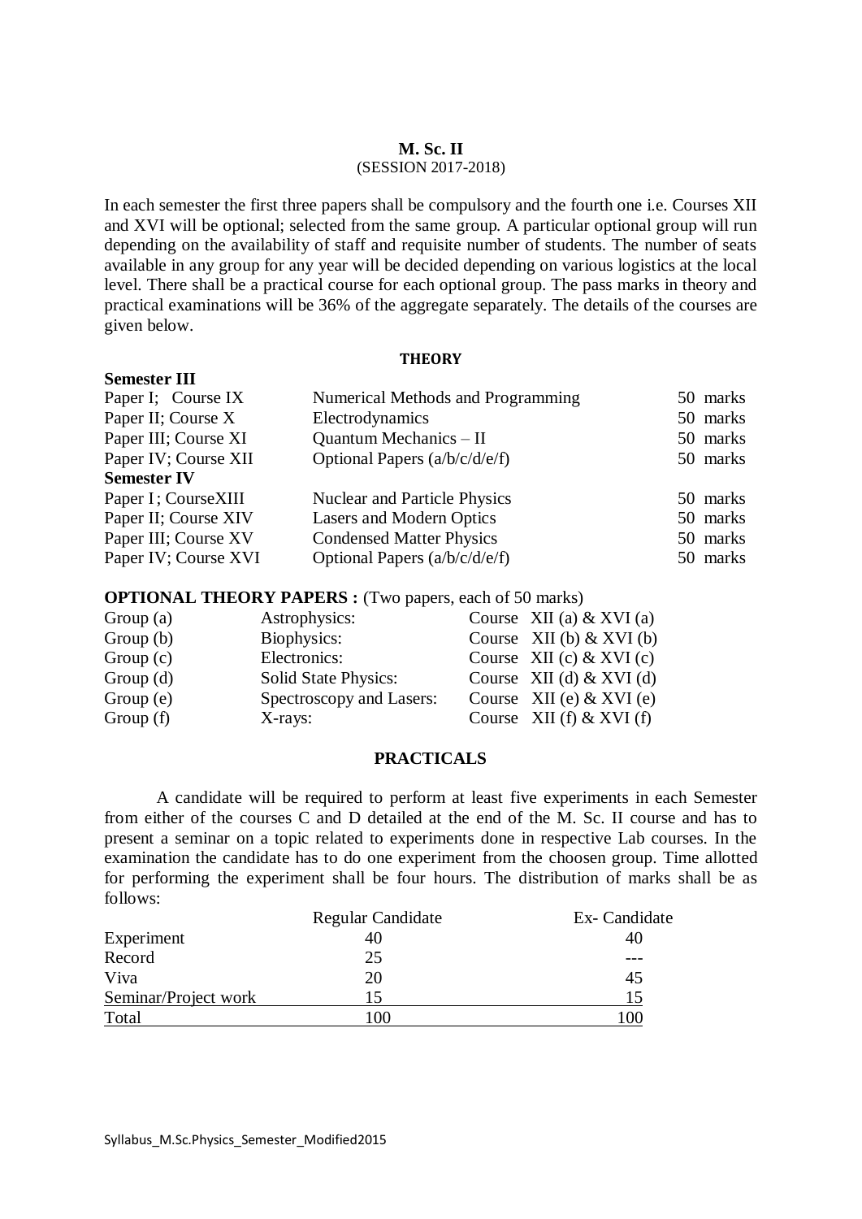**M. Sc. II**

(SESSION 2017-2018)

In each semester the first three papers shall be compulsory and the fourth one i.e. Courses XII and XVI will be optional; selected from the same group. A particular optional group will run depending on the availability of staff and requisite number of students. The number of seats available in any group for any year will be decided depending on various logistics at the local level. There shall be a practical course for each optional group. The pass marks in theory and practical examinations will be 36% of the aggregate separately. The details of the courses are given below.

## THEORY

| | | |
|---|---|---|
| **Semester III** | | |
| Paper I; Course IX | Numerical Methods and Programming | 50 marks |
| Paper II; Course X | Electrodynamics | 50 marks |
| Paper III; Course XI | Quantum Mechanics – II | 50 marks |
| Paper IV; Course XII | Optional Papers (a/b/c/d/e/f) | 50 marks |
| **Semester IV** | | |
| Paper I; CourseXIII | Nuclear and Particle Physics | 50 marks |
| Paper II; Course XIV | Lasers and Modern Optics | 50 marks |
| Paper III; Course XV | Condensed Matter Physics | 50 marks |
| Paper IV; Course XVI | Optional Papers (a/b/c/d/e/f) | 50 marks |

**OPTIONAL THEORY PAPERS :** (Two papers, each of 50 marks)

| | | |
|---|---|---|
| Group (a) | Astrophysics: | Course XII (a) & XVI (a) |
| Group (b) | Biophysics: | Course XII (b) & XVI (b) |
| Group (c) | Electronics: | Course XII (c) & XVI (c) |
| Group (d) | Solid State Physics: | Course XII (d) & XVI (d) |
| Group (e) | Spectroscopy and Lasers: | Course XII (e) & XVI (e) |
| Group (f) | X-rays: | Course XII (f) & XVI (f) |

## PRACTICALS

A candidate will be required to perform at least five experiments in each Semester from either of the courses C and D detailed at the end of the M. Sc. II course and has to present a seminar on a topic related to experiments done in respective Lab courses. In the examination the candidate has to do one experiment from the choosen group. Time allotted for performing the experiment shall be four hours. The distribution of marks shall be as follows:

| | Regular Candidate | Ex- Candidate |
|---|---|---|
| Experiment | 40 | 40 |
| Record | 25 | --- |
| Viva | 20 | 45 |
| Seminar/Project work | 15 | 15 |
| Total | 100 | 100 |